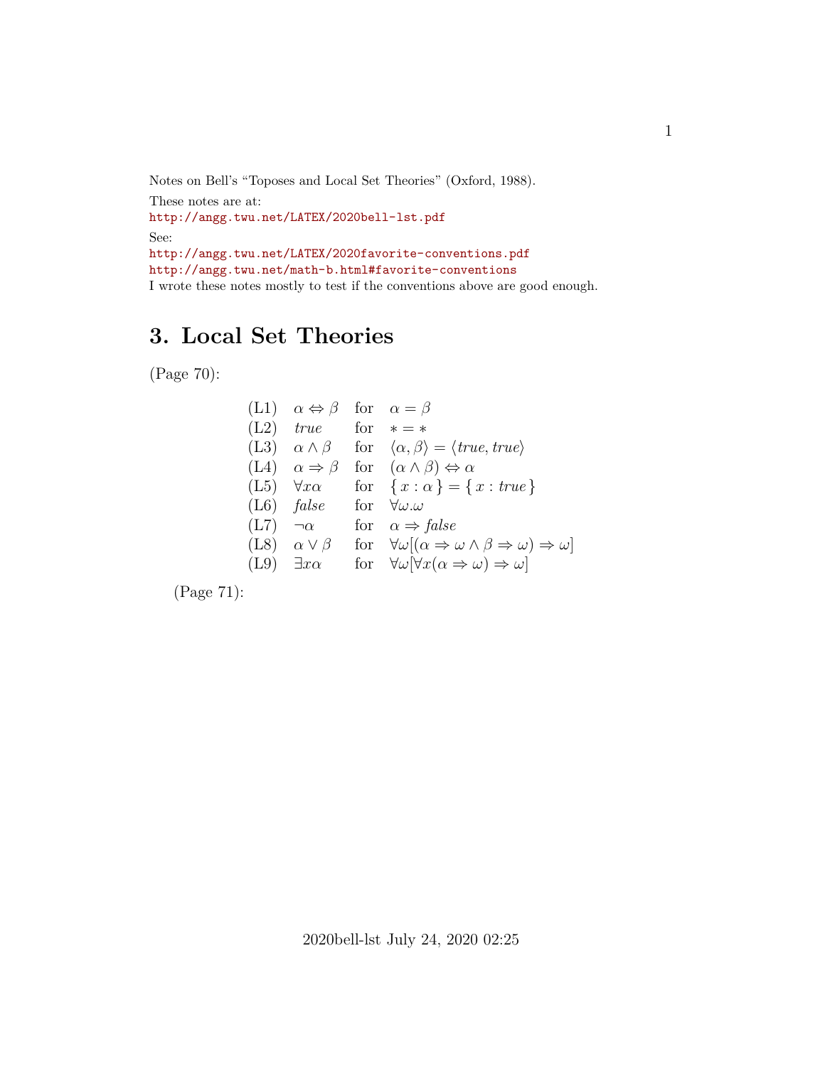Notes on Bell's "Toposes and Local Set Theories" (Oxford, 1988).

These notes are at:
http://angg.twu.net/LATEX/2020bell-lst.pdf

See:
http://angg.twu.net/LATEX/2020favorite-conventions.pdf
http://angg.twu.net/math-b.html#favorite-conventions
I wrote these notes mostly to test if the conventions above are good enough.

# 3. Local Set Theories

(Page 70):

$$
\begin{array}{llll}
\text{(L1)} & \alpha \Leftrightarrow \beta & \text{for} & \alpha = \beta \\
\text{(L2)} & \mathit{true} & \text{for} & * = * \\
\text{(L3)} & \alpha \wedge \beta & \text{for} & \langle \alpha, \beta \rangle = \langle \mathit{true}, \mathit{true} \rangle \\
\text{(L4)} & \alpha \Rightarrow \beta & \text{for} & (\alpha \wedge \beta) \Leftrightarrow \alpha \\
\text{(L5)} & \forall x \alpha & \text{for} & \{\, x : \alpha \,\} = \{\, x : \mathit{true} \,\} \\
\text{(L6)} & \mathit{false} & \text{for} & \forall \omega . \omega \\
\text{(L7)} & \neg \alpha & \text{for} & \alpha \Rightarrow \mathit{false} \\
\text{(L8)} & \alpha \vee \beta & \text{for} & \forall \omega [(\alpha \Rightarrow \omega \wedge \beta \Rightarrow \omega) \Rightarrow \omega] \\
\text{(L9)} & \exists x \alpha & \text{for} & \forall \omega [\forall x (\alpha \Rightarrow \omega) \Rightarrow \omega]
\end{array}
$$

(Page 71):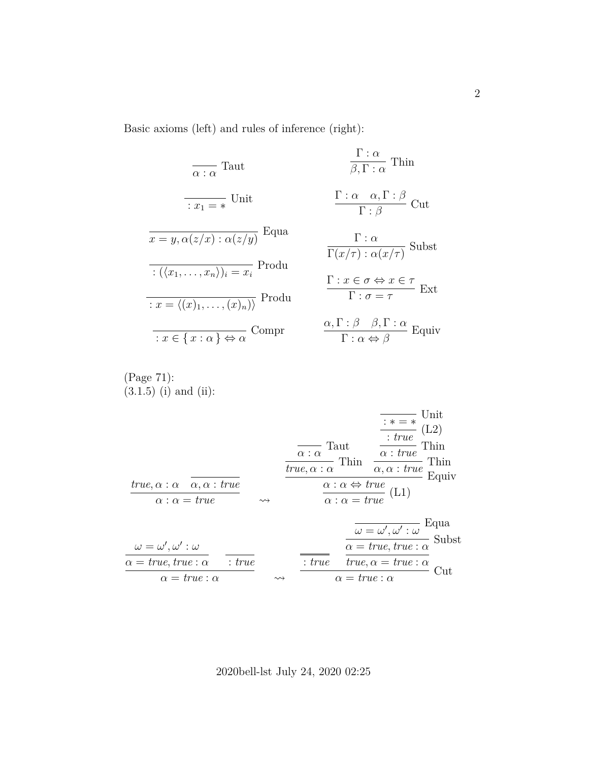Basic axioms (left) and rules of inference (right):

$$\frac{}{\alpha : \alpha}\ \text{Taut} \qquad\qquad \frac{\Gamma : \alpha}{\beta, \Gamma : \alpha}\ \text{Thin}$$

$$\frac{}{: x_1 = *}\ \text{Unit} \qquad\qquad \frac{\Gamma : \alpha \quad \alpha, \Gamma : \beta}{\Gamma : \beta}\ \text{Cut}$$

$$\frac{}{x = y, \alpha(z/x) : \alpha(z/y)}\ \text{Equa} \qquad\qquad \frac{\Gamma : \alpha}{\Gamma(x/\tau) : \alpha(x/\tau)}\ \text{Subst}$$

$$\frac{}{: (\langle x_1, \ldots, x_n \rangle)_i = x_i}\ \text{Produ} \qquad\qquad \frac{\Gamma : x \in \sigma \Leftrightarrow x \in \tau}{\Gamma : \sigma = \tau}\ \text{Ext}$$

$$\frac{}{: x = \langle (x)_1, \ldots, (x)_n \rangle}\ \text{Produ}$$

$$\frac{}{: x \in \{\, x : \alpha \,\} \Leftrightarrow \alpha}\ \text{Compr} \qquad\qquad \frac{\alpha, \Gamma : \beta \quad \beta, \Gamma : \alpha}{\Gamma : \alpha \Leftrightarrow \beta}\ \text{Equiv}$$

(Page 71):
(3.1.5) (i) and (ii):

$$\frac{\mathit{true}, \alpha : \alpha \qquad \overline{\alpha, \alpha : \mathit{true}}}{\alpha : \alpha = \mathit{true}} \quad \rightsquigarrow \quad \dfrac{\dfrac{\dfrac{}{\alpha : \alpha}\ \text{Taut}}{\mathit{true}, \alpha : \alpha}\ \text{Thin} \qquad \dfrac{\dfrac{\dfrac{\dfrac{}{: * = *}\ \text{Unit}}{: \mathit{true}}\ \text{(L2)}}{\alpha : \mathit{true}}\ \text{Thin}}{\alpha, \alpha : \mathit{true}}\ \text{Thin}}{\dfrac{\alpha : \alpha \Leftrightarrow \mathit{true}}{\alpha : \alpha = \mathit{true}}\ \text{(L1)}}\ \text{Equiv}$$

$$\frac{\dfrac{\omega = \omega', \omega' : \omega}{\alpha = \mathit{true}, \mathit{true} : \alpha} \qquad \overline{: \mathit{true}}}{\alpha = \mathit{true} : \alpha} \quad \rightsquigarrow \quad \dfrac{\overline{\overline{: \mathit{true}}} \qquad \dfrac{\dfrac{\dfrac{}{\omega = \omega', \omega' : \omega}\ \text{Equa}}{\alpha = \mathit{true}, \mathit{true} : \alpha}\ \text{Subst}}{\mathit{true}, \alpha = \mathit{true} : \alpha}}{\alpha = \mathit{true} : \alpha}\ \text{Cut}$$